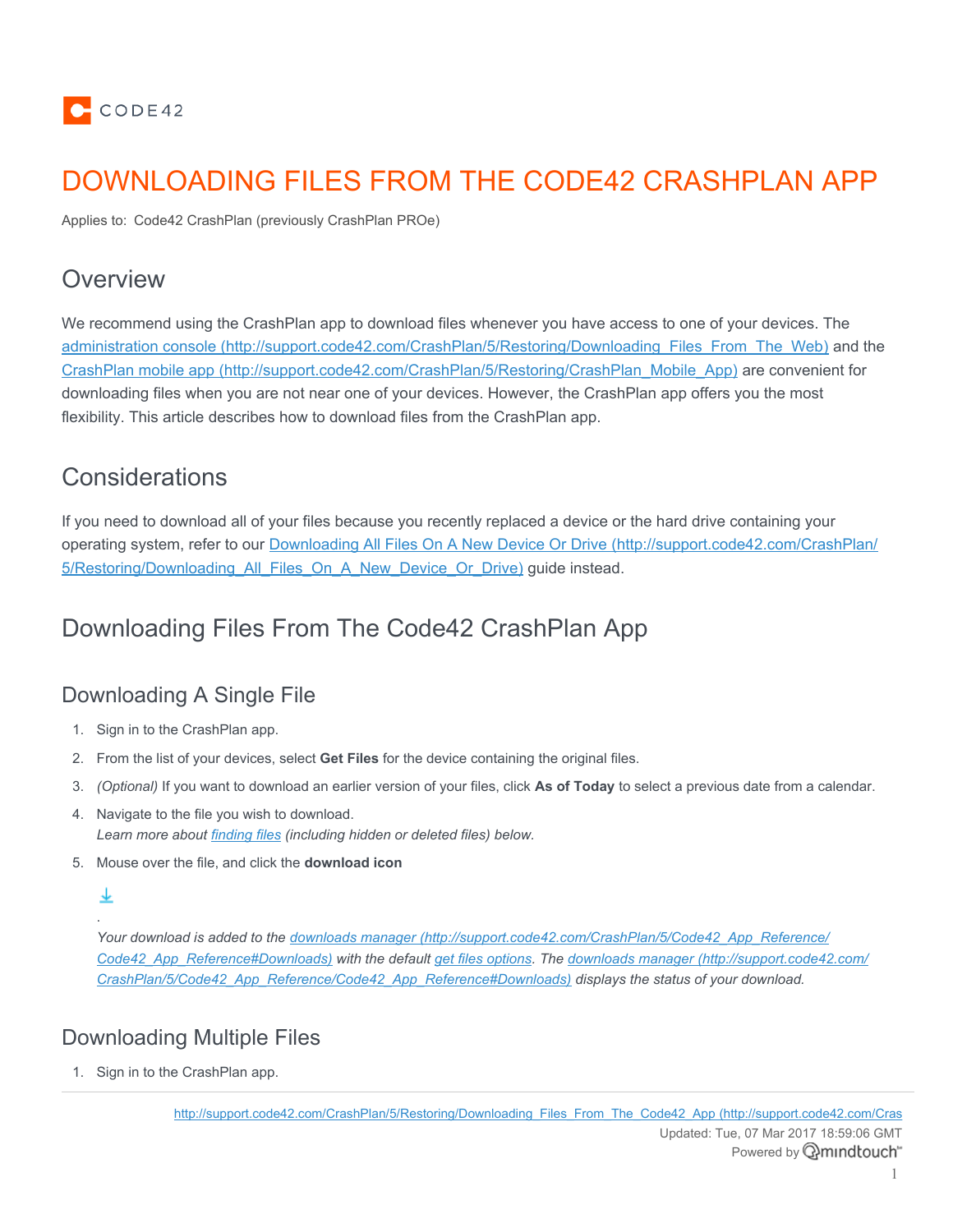# DOWNLOADING FILES FROM THE CODE42 CRASHPLAN APP

Applies to: Code42 CrashPlan (previously CrashPlan PROe)

## Overview

We recommend using the CrashPlan app to download files whenever you have access to one of your devices. The [administration console (http://support.code42.com/CrashPlan/5/Restoring/Downloading_Files_From_The_Web)](http://support.code42.com/CrashPlan/5/Restoring/Downloading_Files_From_The_Web) and the [CrashPlan mobile app (http://support.code42.com/CrashPlan/5/Restoring/CrashPlan_Mobile_App)](http://support.code42.com/CrashPlan/5/Restoring/CrashPlan_Mobile_App) are convenient for downloading files when you are not near one of your devices. However, the CrashPlan app offers you the most flexibility. This article describes how to download files from the CrashPlan app.

## Considerations

If you need to download all of your files because you recently replaced a device or the hard drive containing your operating system, refer to our [Downloading All Files On A New Device Or Drive (http://support.code42.com/CrashPlan/5/Restoring/Downloading_All_Files_On_A_New_Device_Or_Drive)](http://support.code42.com/CrashPlan/5/Restoring/Downloading_All_Files_On_A_New_Device_Or_Drive) guide instead.

## Downloading Files From The Code42 CrashPlan App

### Downloading A Single File

1. Sign in to the CrashPlan app.
2. From the list of your devices, select **Get Files** for the device containing the original files.
3. *(Optional)* If you want to download an earlier version of your files, click **As of Today** to select a previous date from a calendar.
4. Navigate to the file you wish to download.
   *Learn more about [finding files]() (including hidden or deleted files) below.*
5. Mouse over the file, and click the **download icon**
   .
   *Your download is added to the [downloads manager (http://support.code42.com/CrashPlan/5/Code42_App_Reference/Code42_App_Reference#Downloads)](http://support.code42.com/CrashPlan/5/Code42_App_Reference/Code42_App_Reference#Downloads) with the default [get files options](). The [downloads manager (http://support.code42.com/CrashPlan/5/Code42_App_Reference/Code42_App_Reference#Downloads)](http://support.code42.com/CrashPlan/5/Code42_App_Reference/Code42_App_Reference#Downloads) displays the status of your download.*

### Downloading Multiple Files

1. Sign in to the CrashPlan app.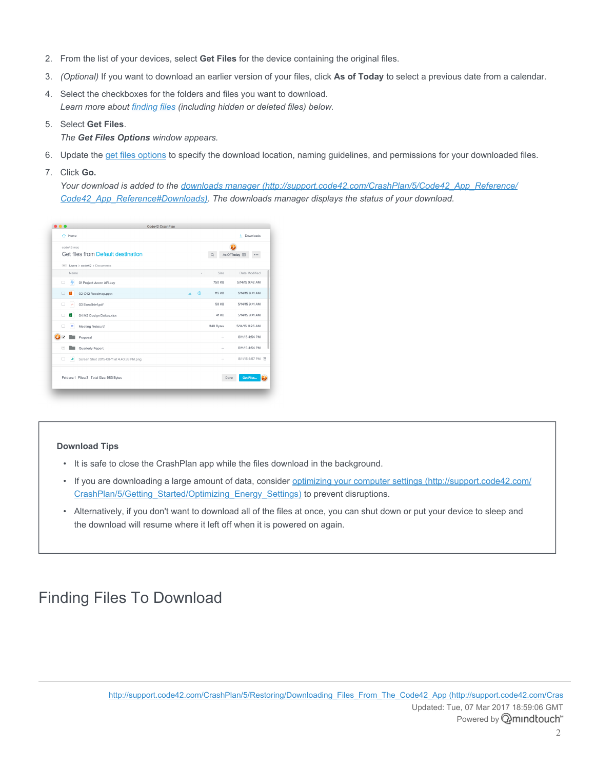2. From the list of your devices, select **Get Files** for the device containing the original files.
3. *(Optional)* If you want to download an earlier version of your files, click **As of Today** to select a previous date from a calendar.
4. Select the checkboxes for the folders and files you want to download.
   *Learn more about finding files (including hidden or deleted files) below.*
5. Select **Get Files**.
   *The **Get Files Options** window appears.*
6. Update the get files options to specify the download location, naming guidelines, and permissions for your downloaded files.
7. Click **Go.**
   *Your download is added to the downloads manager (http://support.code42.com/CrashPlan/5/Code42_App_Reference/Code42_App_Reference#Downloads). The downloads manager displays the status of your download.*

**Download Tips**

- It is safe to close the CrashPlan app while the files download in the background.
- If you are downloading a large amount of data, consider optimizing your computer settings (http://support.code42.com/CrashPlan/5/Getting_Started/Optimizing_Energy_Settings) to prevent disruptions.
- Alternatively, if you don't want to download all of the files at once, you can shut down or put your device to sleep and the download will resume where it left off when it is powered on again.

# Finding Files To Download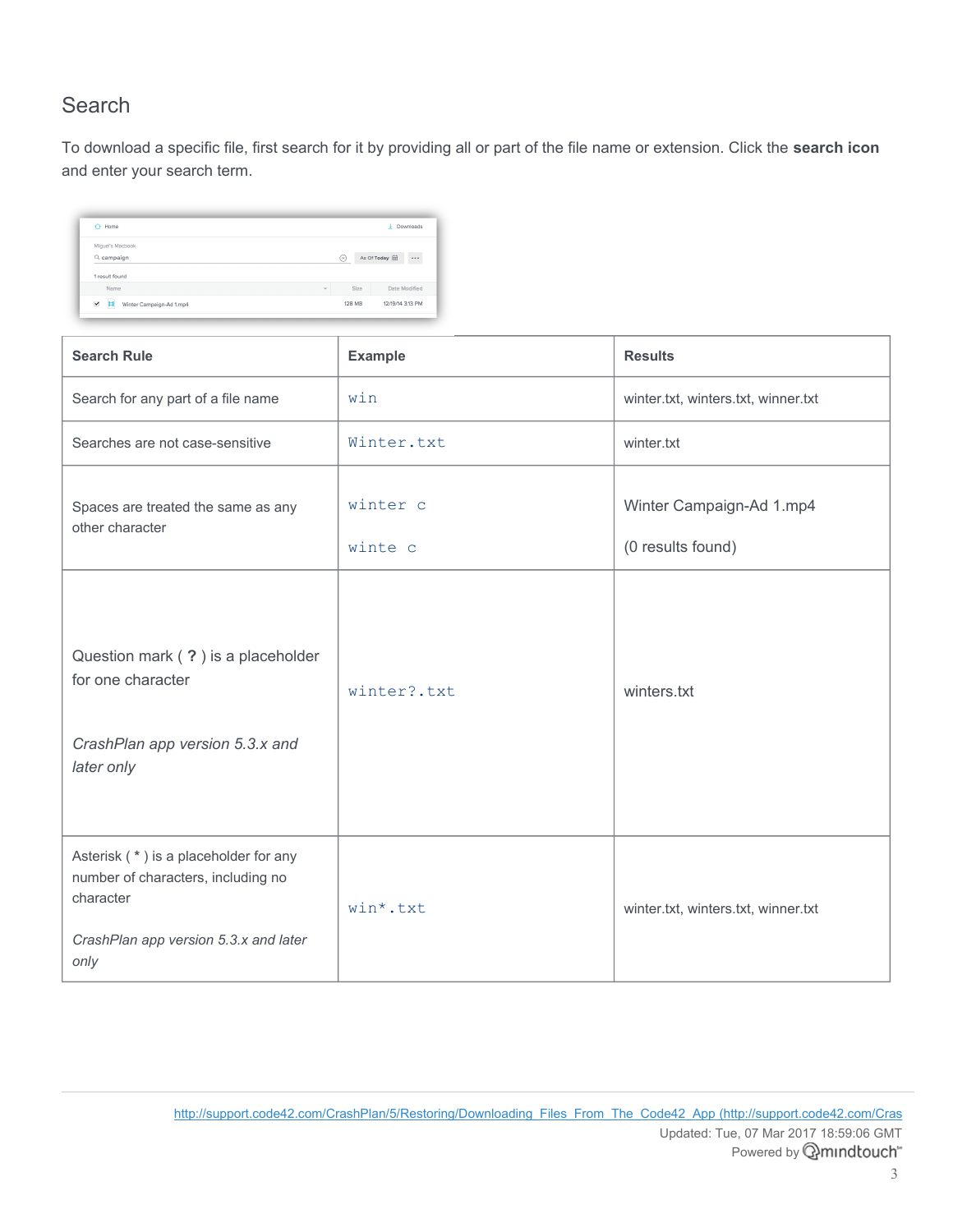## Search

To download a specific file, first search for it by providing all or part of the file name or extension. Click the **search icon** and enter your search term.

| Search Rule | Example | Results |
| --- | --- | --- |
| Search for any part of a file name | `win` | winter.txt, winters.txt, winner.txt |
| Searches are not case-sensitive | `Winter.txt` | winter.txt |
| Spaces are treated the same as any other character | `winter c`<br><br>`winte c` | Winter Campaign-Ad 1.mp4<br><br>(0 results found) |
| Question mark ( **?** ) is a placeholder for one character<br><br>*CrashPlan app version 5.3.x and later only* | `winter?.txt` | winters.txt |
| Asterisk ( **\*** ) is a placeholder for any number of characters, including no character<br><br>*CrashPlan app version 5.3.x and later only* | `win*.txt` | winter.txt, winters.txt, winner.txt |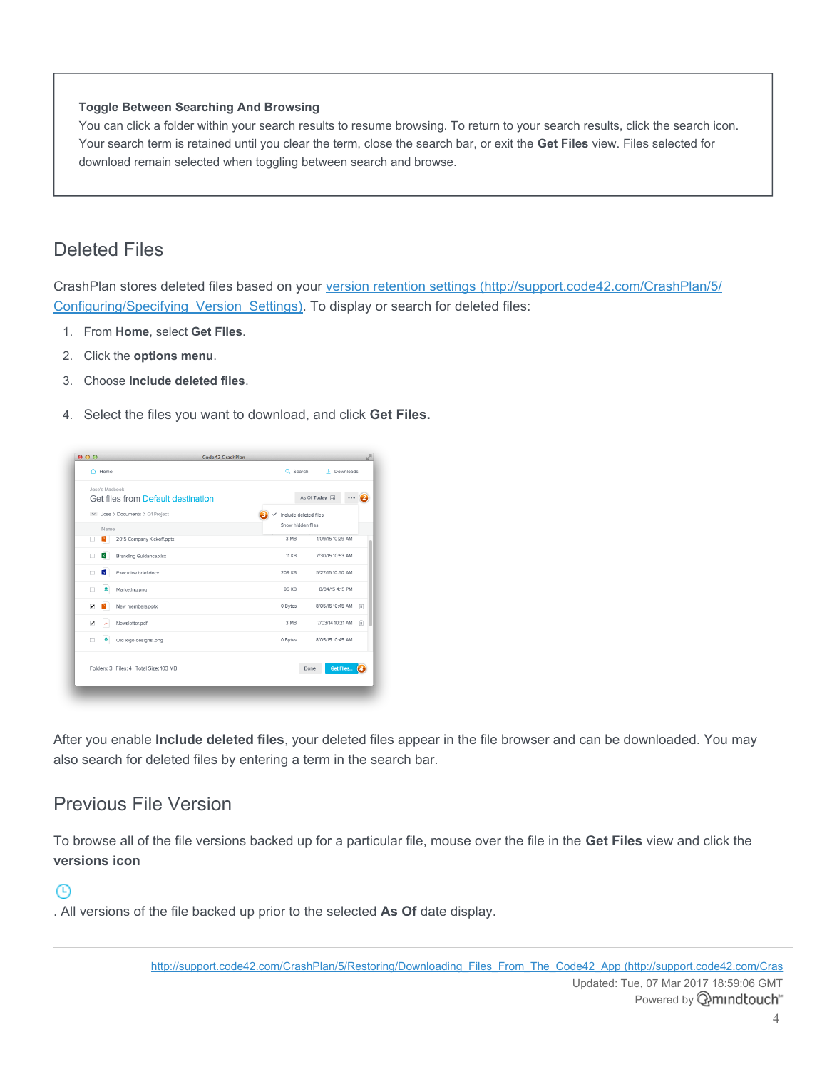**Toggle Between Searching And Browsing**

You can click a folder within your search results to resume browsing. To return to your search results, click the search icon. Your search term is retained until you clear the term, close the search bar, or exit the **Get Files** view. Files selected for download remain selected when toggling between search and browse.

## Deleted Files

CrashPlan stores deleted files based on your [version retention settings (http://support.code42.com/CrashPlan/5/Configuring/Specifying_Version_Settings)](http://support.code42.com/CrashPlan/5/Configuring/Specifying_Version_Settings). To display or search for deleted files:

1. From **Home**, select **Get Files**.
2. Click the **options menu**.
3. Choose **Include deleted files**.
4. Select the files you want to download, and click **Get Files.**

After you enable **Include deleted files**, your deleted files appear in the file browser and can be downloaded. You may also search for deleted files by entering a term in the search bar.

## Previous File Version

To browse all of the file versions backed up for a particular file, mouse over the file in the **Get Files** view and click the **versions icon**

. All versions of the file backed up prior to the selected **As Of** date display.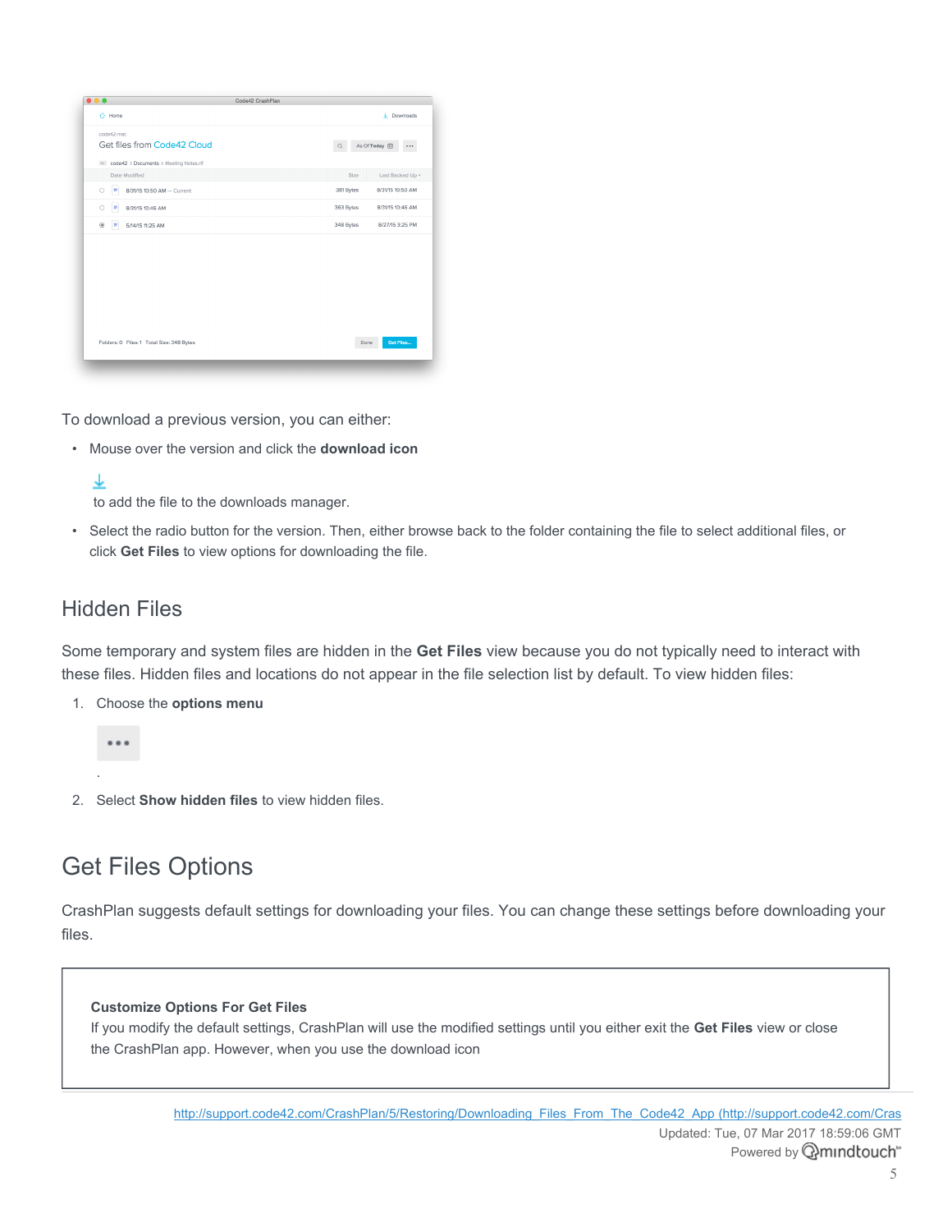To download a previous version, you can either:

- Mouse over the version and click the **download icon**

  to add the file to the downloads manager.
- Select the radio button for the version. Then, either browse back to the folder containing the file to select additional files, or click **Get Files** to view options for downloading the file.

## Hidden Files

Some temporary and system files are hidden in the **Get Files** view because you do not typically need to interact with these files. Hidden files and locations do not appear in the file selection list by default. To view hidden files:

1. Choose the **options menu**

   .
2. Select **Show hidden files** to view hidden files.

# Get Files Options

CrashPlan suggests default settings for downloading your files. You can change these settings before downloading your files.

> **Customize Options For Get Files**
> If you modify the default settings, CrashPlan will use the modified settings until you either exit the **Get Files** view or close the CrashPlan app. However, when you use the download icon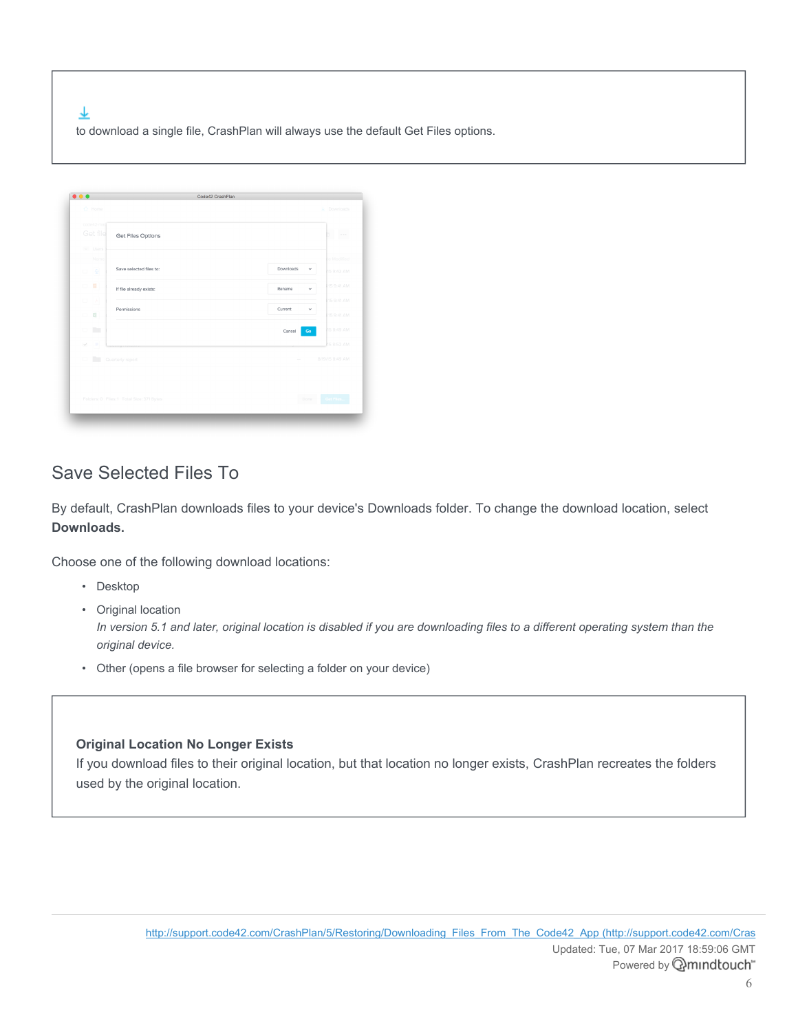to download a single file, CrashPlan will always use the default Get Files options.

## Save Selected Files To

By default, CrashPlan downloads files to your device's Downloads folder. To change the download location, select **Downloads.**

Choose one of the following download locations:

- Desktop
- Original location
  *In version 5.1 and later, original location is disabled if you are downloading files to a different operating system than the original device.*
- Other (opens a file browser for selecting a folder on your device)

**Original Location No Longer Exists**
If you download files to their original location, but that location no longer exists, CrashPlan recreates the folders used by the original location.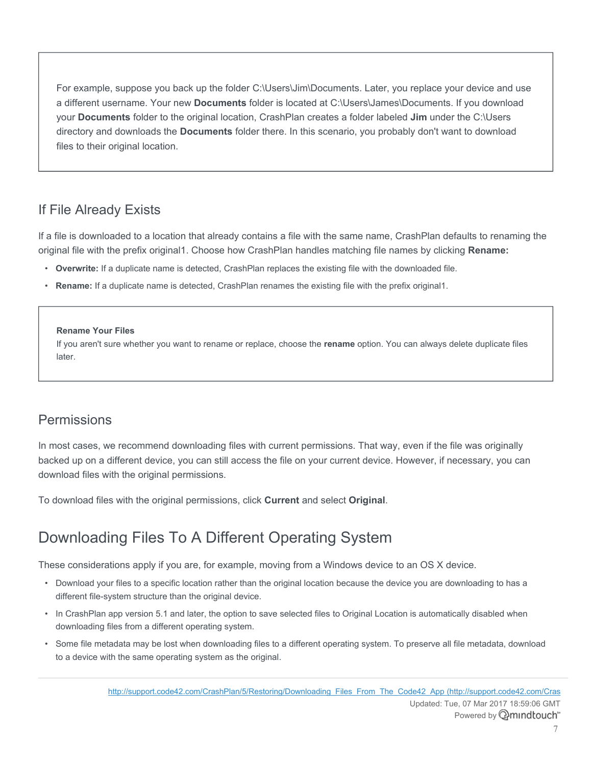> For example, suppose you back up the folder C:\Users\Jim\Documents. Later, you replace your device and use a different username. Your new **Documents** folder is located at C:\Users\James\Documents. If you download your **Documents** folder to the original location, CrashPlan creates a folder labeled **Jim** under the C:\Users directory and downloads the **Documents** folder there. In this scenario, you probably don't want to download files to their original location.

### If File Already Exists

If a file is downloaded to a location that already contains a file with the same name, CrashPlan defaults to renaming the original file with the prefix original1. Choose how CrashPlan handles matching file names by clicking **Rename:**

- **Overwrite:** If a duplicate name is detected, CrashPlan replaces the existing file with the downloaded file.
- **Rename:** If a duplicate name is detected, CrashPlan renames the existing file with the prefix original1.

> **Rename Your Files**
> If you aren't sure whether you want to rename or replace, choose the **rename** option. You can always delete duplicate files later.

### Permissions

In most cases, we recommend downloading files with current permissions. That way, even if the file was originally backed up on a different device, you can still access the file on your current device. However, if necessary, you can download files with the original permissions.

To download files with the original permissions, click **Current** and select **Original**.

## Downloading Files To A Different Operating System

These considerations apply if you are, for example, moving from a Windows device to an OS X device.

- Download your files to a specific location rather than the original location because the device you are downloading to has a different file-system structure than the original device.
- In CrashPlan app version 5.1 and later, the option to save selected files to Original Location is automatically disabled when downloading files from a different operating system.
- Some file metadata may be lost when downloading files to a different operating system. To preserve all file metadata, download to a device with the same operating system as the original.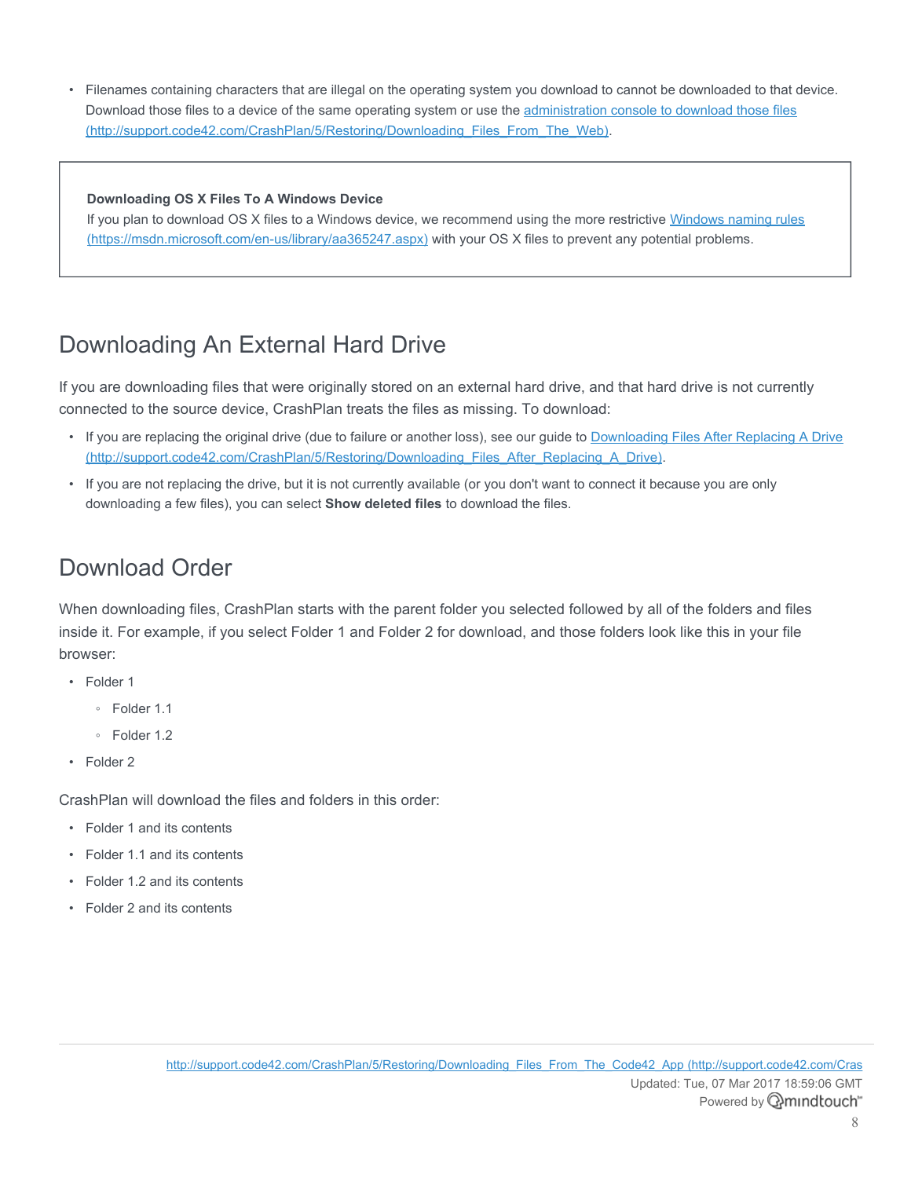- Filenames containing characters that are illegal on the operating system you download to cannot be downloaded to that device. Download those files to a device of the same operating system or use the [administration console to download those files (http://support.code42.com/CrashPlan/5/Restoring/Downloading_Files_From_The_Web)](http://support.code42.com/CrashPlan/5/Restoring/Downloading_Files_From_The_Web).

> **Downloading OS X Files To A Windows Device**
> If you plan to download OS X files to a Windows device, we recommend using the more restrictive [Windows naming rules (https://msdn.microsoft.com/en-us/library/aa365247.aspx)](https://msdn.microsoft.com/en-us/library/aa365247.aspx) with your OS X files to prevent any potential problems.

## Downloading An External Hard Drive

If you are downloading files that were originally stored on an external hard drive, and that hard drive is not currently connected to the source device, CrashPlan treats the files as missing. To download:

- If you are replacing the original drive (due to failure or another loss), see our guide to [Downloading Files After Replacing A Drive (http://support.code42.com/CrashPlan/5/Restoring/Downloading_Files_After_Replacing_A_Drive)](http://support.code42.com/CrashPlan/5/Restoring/Downloading_Files_After_Replacing_A_Drive).
- If you are not replacing the drive, but it is not currently available (or you don't want to connect it because you are only downloading a few files), you can select **Show deleted files** to download the files.

## Download Order

When downloading files, CrashPlan starts with the parent folder you selected followed by all of the folders and files inside it. For example, if you select Folder 1 and Folder 2 for download, and those folders look like this in your file browser:

- Folder 1
  - Folder 1.1
  - Folder 1.2
- Folder 2

CrashPlan will download the files and folders in this order:

- Folder 1 and its contents
- Folder 1.1 and its contents
- Folder 1.2 and its contents
- Folder 2 and its contents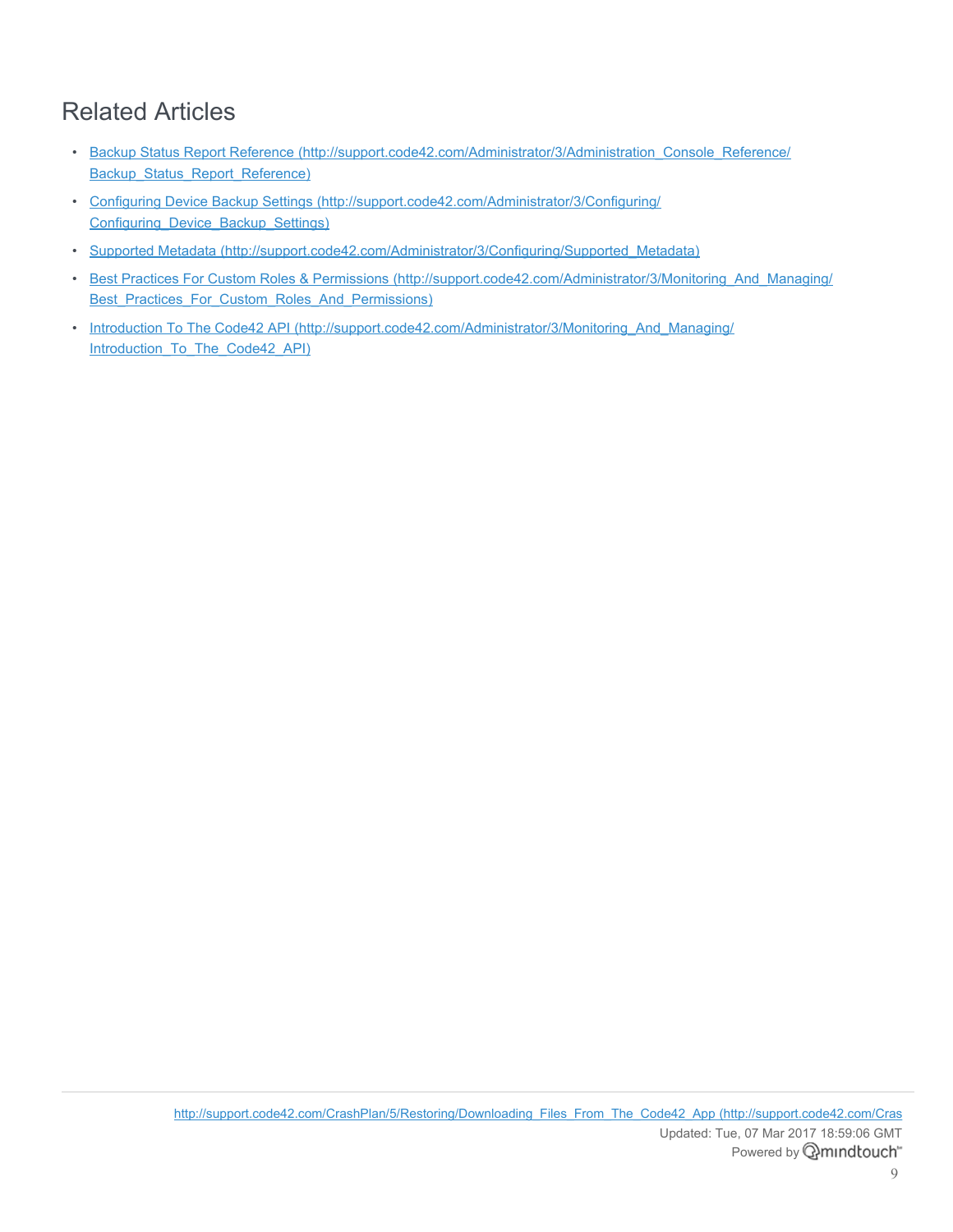## Related Articles

- Backup Status Report Reference (http://support.code42.com/Administrator/3/Administration_Console_Reference/Backup_Status_Report_Reference)
- Configuring Device Backup Settings (http://support.code42.com/Administrator/3/Configuring/Configuring_Device_Backup_Settings)
- Supported Metadata (http://support.code42.com/Administrator/3/Configuring/Supported_Metadata)
- Best Practices For Custom Roles & Permissions (http://support.code42.com/Administrator/3/Monitoring_And_Managing/Best_Practices_For_Custom_Roles_And_Permissions)
- Introduction To The Code42 API (http://support.code42.com/Administrator/3/Monitoring_And_Managing/Introduction_To_The_Code42_API)